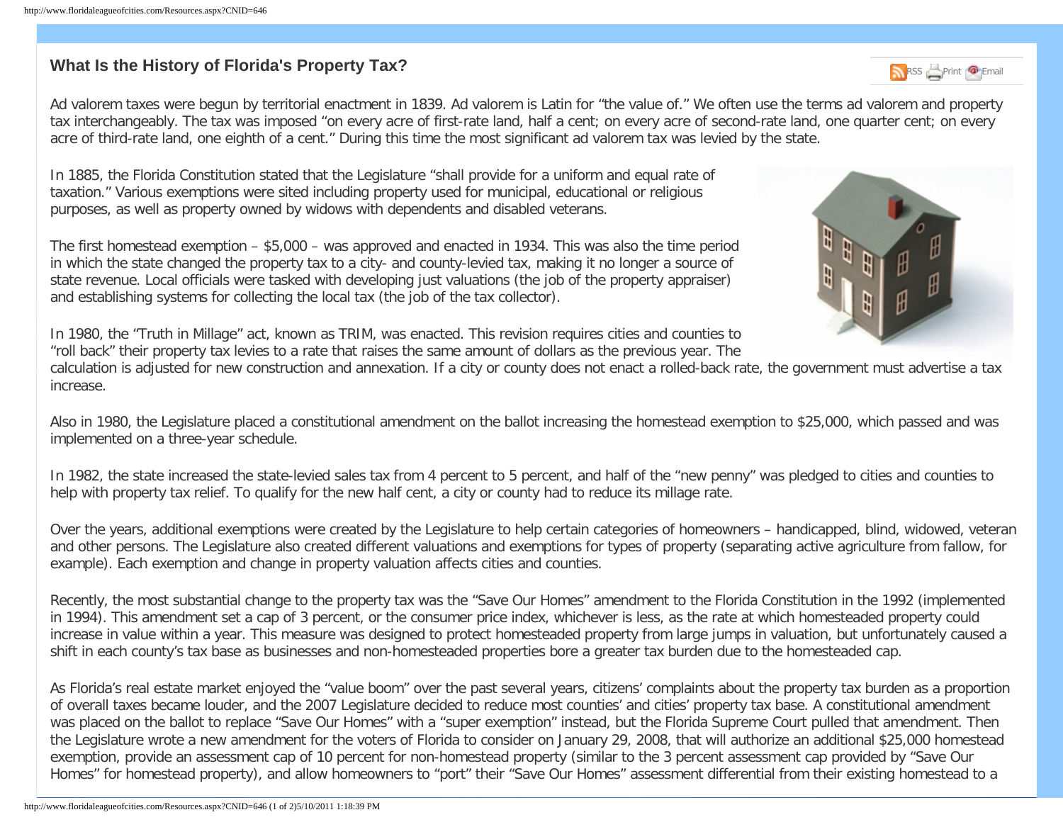## What Is the History of Florida's Property Tax?

Ad valorem taxes were begun by territorial enactment in 1839. Ad valorem is Latin for "the value of." We often use the terms ad valorem and property tax interchangeably. The tax was imposed "on every acre of first-rate land, half a cent; on every acre of second-rate land, one quarter cent; on every acre of third-rate land, one eighth of a cent." During this time the most significant ad valorem tax was levied by the state.

In 1885, the Florida Constitution stated that the Legislature "shall provide for a uniform and equal rate of taxation." Various exemptions were sited including property used for municipal, educational or religious purposes, as well as property owned by widows with dependents and disabled veterans.

The first homestead exemption – $5,000 – was approved and enacted in 1934. This was also the time period in which the state changed the property tax to a city- and county-levied tax, making it no longer a source of state revenue. Local officials were tasked with developing just valuations (the job of the property appraiser) and establishing systems for collecting the local tax (the job of the tax collector).

In 1980, the "Truth in Millage" act, known as TRIM, was enacted. This revision requires cities and counties to "roll back" their property tax levies to a rate that raises the same amount of dollars as the previous year. The calculation is adjusted for new construction and annexation. If a city or county does not enact a rolled-back rate, the government must advertise a tax increase.

Also in 1980, the Legislature placed a constitutional amendment on the ballot increasing the homestead exemption to $25,000, which passed and was implemented on a three-year schedule.

In 1982, the state increased the state-levied sales tax from 4 percent to 5 percent, and half of the "new penny" was pledged to cities and counties to help with property tax relief. To qualify for the new half cent, a city or county had to reduce its millage rate.

Over the years, additional exemptions were created by the Legislature to help certain categories of homeowners – handicapped, blind, widowed, veteran and other persons. The Legislature also created different valuations and exemptions for types of property (separating active agriculture from fallow, for example). Each exemption and change in property valuation affects cities and counties.

Recently, the most substantial change to the property tax was the "Save Our Homes" amendment to the Florida Constitution in the 1992 (implemented in 1994). This amendment set a cap of 3 percent, or the consumer price index, whichever is less, as the rate at which homesteaded property could increase in value within a year. This measure was designed to protect homesteaded property from large jumps in valuation, but unfortunately caused a shift in each county's tax base as businesses and non-homesteaded properties bore a greater tax burden due to the homesteaded cap.

As Florida's real estate market enjoyed the "value boom" over the past several years, citizens' complaints about the property tax burden as a proportion of overall taxes became louder, and the 2007 Legislature decided to reduce most counties' and cities' property tax base. A constitutional amendment was placed on the ballot to replace "Save Our Homes" with a "super exemption" instead, but the Florida Supreme Court pulled that amendment. Then the Legislature wrote a new amendment for the voters of Florida to consider on January 29, 2008, that will authorize an additional $25,000 homestead exemption, provide an assessment cap of 10 percent for non-homestead property (similar to the 3 percent assessment cap provided by "Save Our Homes" for homestead property), and allow homeowners to "port" their "Save Our Homes" assessment differential from their existing homestead to a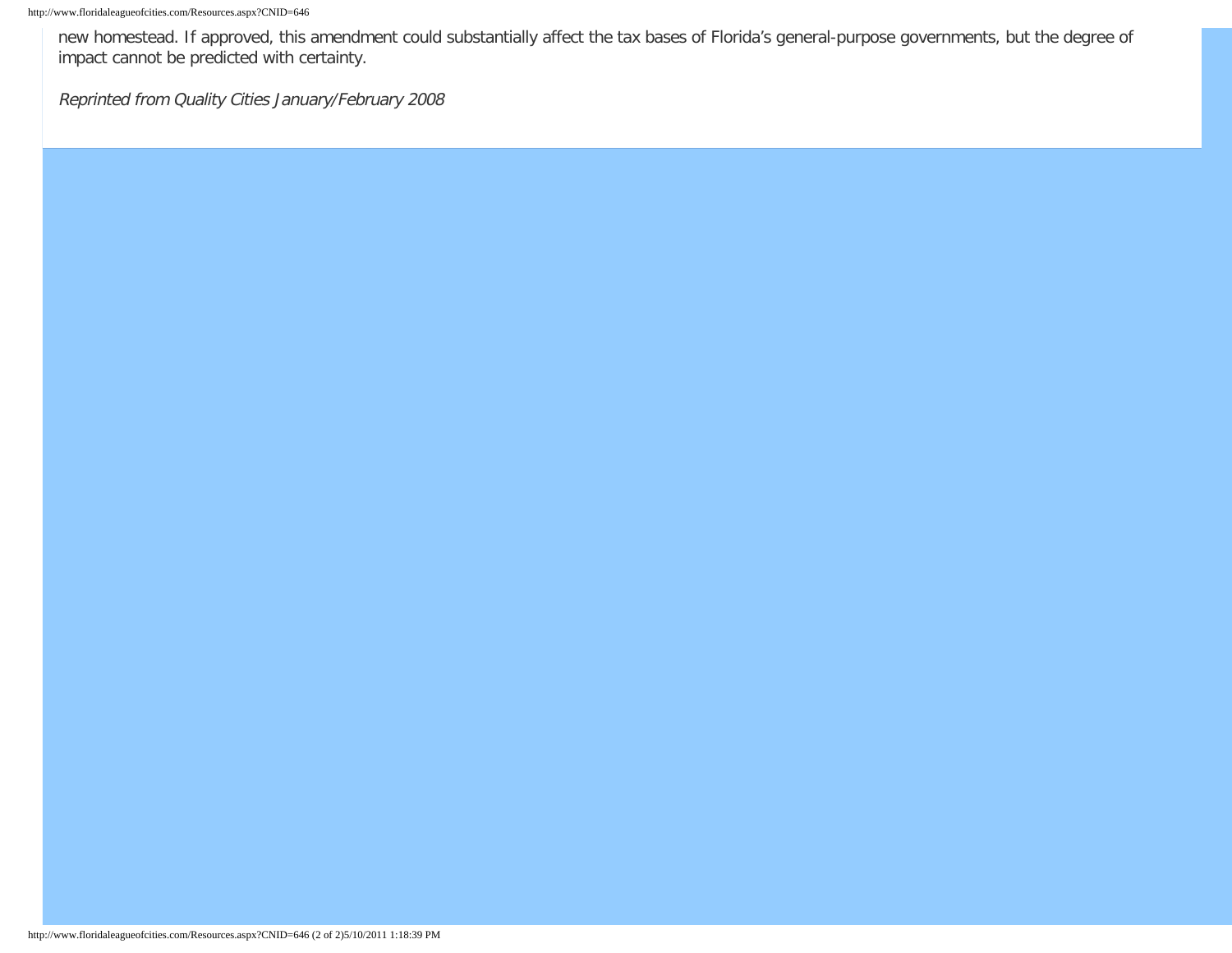new homestead. If approved, this amendment could substantially affect the tax bases of Florida's general-purpose governments, but the degree of impact cannot be predicted with certainty.

*Reprinted from Quality Cities January/February 2008*